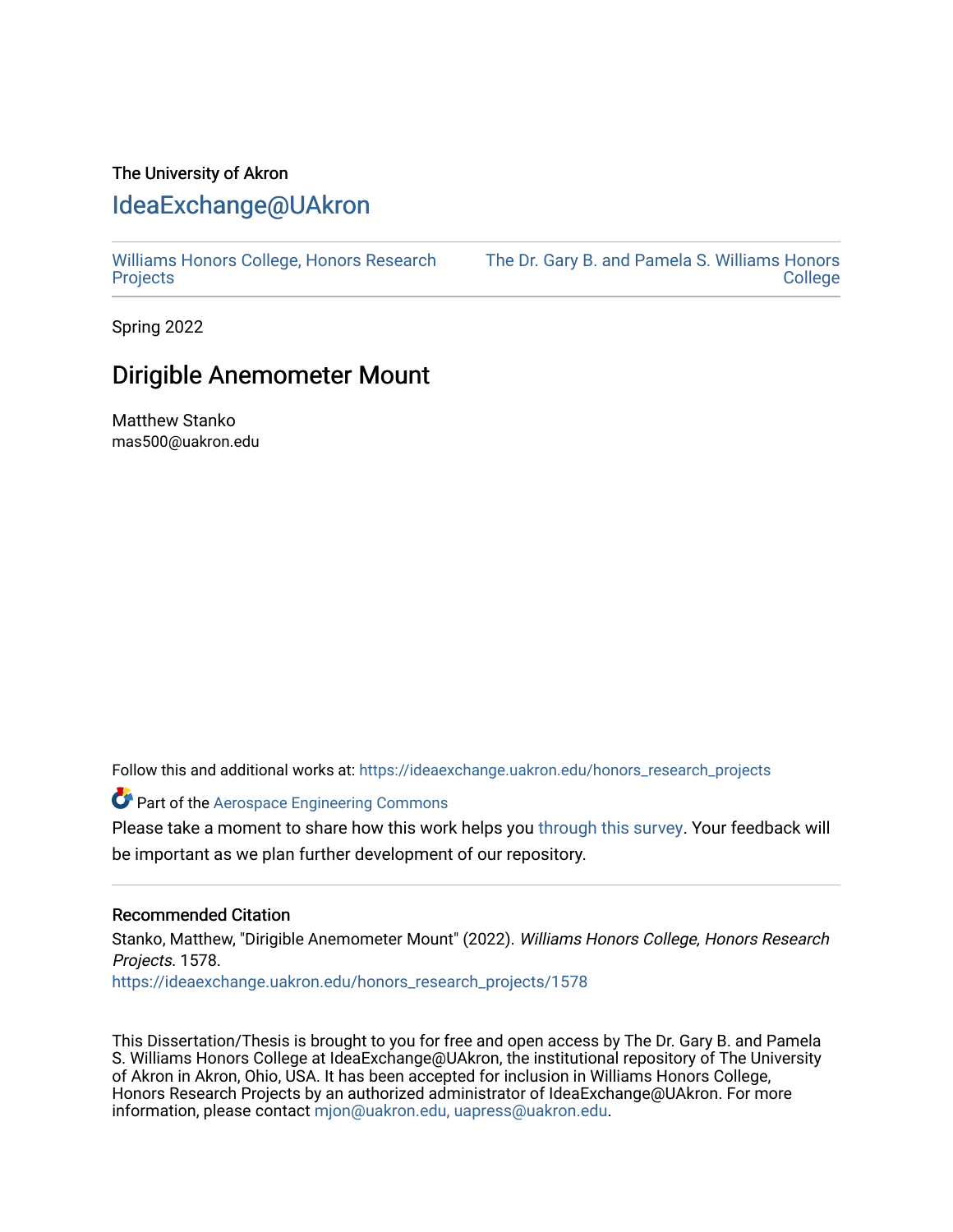The University of Akron

# IdeaExchange@UAkron

Williams Honors College, Honors Research Projects

The Dr. Gary B. and Pamela S. Williams Honors College

Spring 2022

## Dirigible Anemometer Mount

Matthew Stanko
mas500@uakron.edu

Follow this and additional works at: https://ideaexchange.uakron.edu/honors_research_projects

Part of the Aerospace Engineering Commons

Please take a moment to share how this work helps you through this survey. Your feedback will be important as we plan further development of our repository.

### Recommended Citation

Stanko, Matthew, "Dirigible Anemometer Mount" (2022). *Williams Honors College, Honors Research Projects*. 1578.
https://ideaexchange.uakron.edu/honors_research_projects/1578

This Dissertation/Thesis is brought to you for free and open access by The Dr. Gary B. and Pamela S. Williams Honors College at IdeaExchange@UAkron, the institutional repository of The University of Akron in Akron, Ohio, USA. It has been accepted for inclusion in Williams Honors College, Honors Research Projects by an authorized administrator of IdeaExchange@UAkron. For more information, please contact mjon@uakron.edu, uapress@uakron.edu.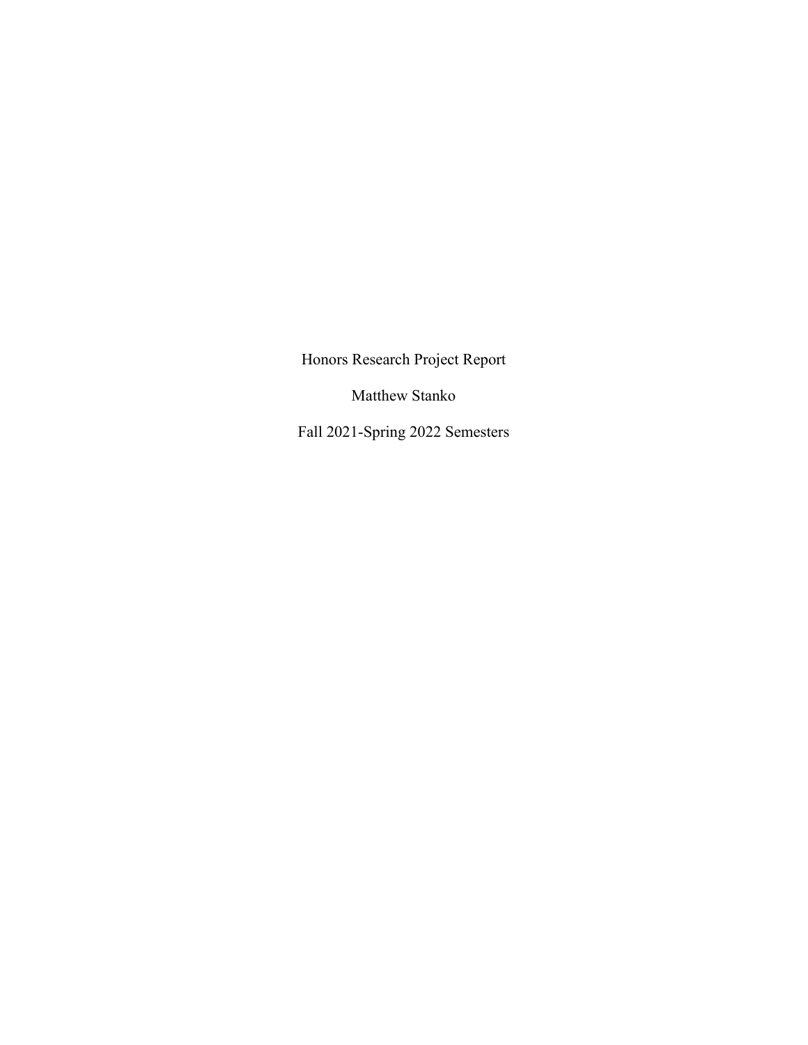Honors Research Project Report

Matthew Stanko

Fall 2021-Spring 2022 Semesters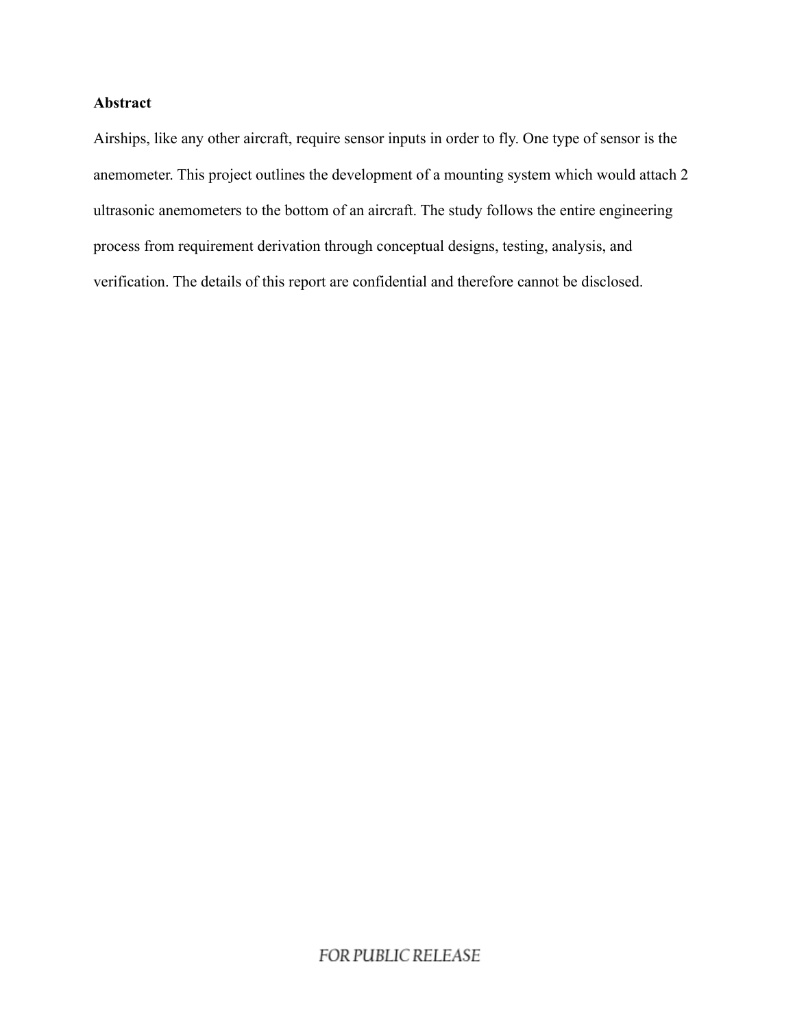**Abstract**

Airships, like any other aircraft, require sensor inputs in order to fly. One type of sensor is the anemometer. This project outlines the development of a mounting system which would attach 2 ultrasonic anemometers to the bottom of an aircraft. The study follows the entire engineering process from requirement derivation through conceptual designs, testing, analysis, and verification. The details of this report are confidential and therefore cannot be disclosed.

FOR PUBLIC RELEASE